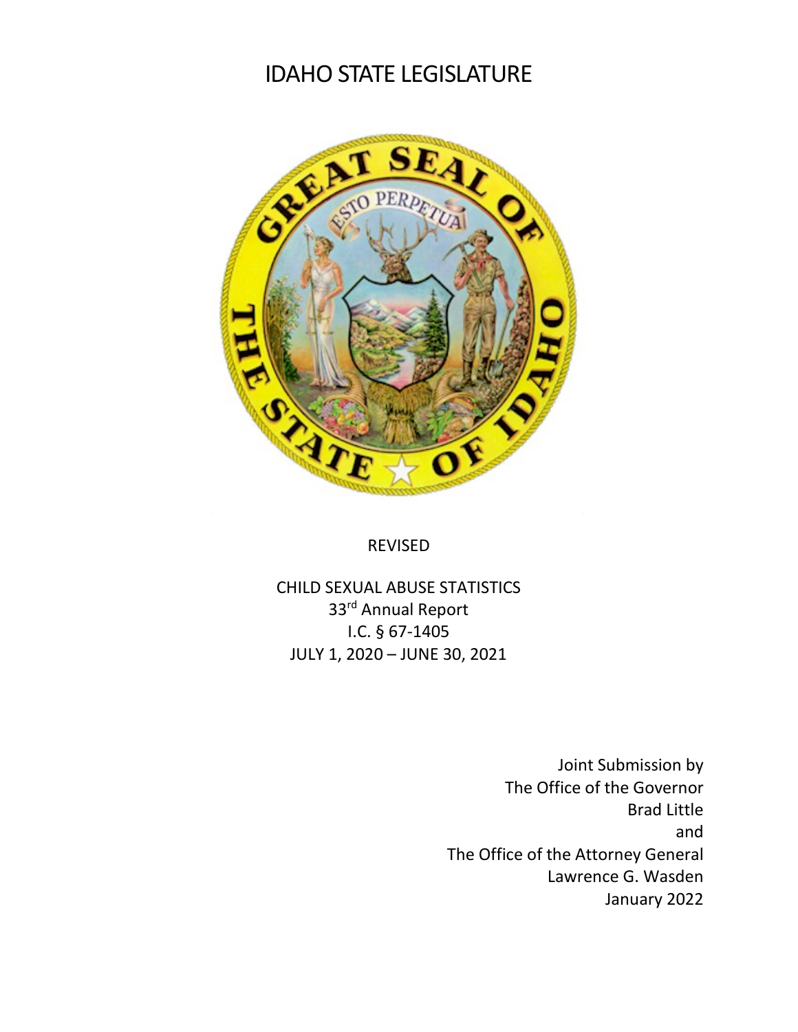# IDAHO STATE LEGISLATURE

REVISED

CHILD SEXUAL ABUSE STATISTICS
33rd Annual Report
I.C. § 67-1405
JULY 1, 2020 – JUNE 30, 2021

Joint Submission by
The Office of the Governor
Brad Little
and
The Office of the Attorney General
Lawrence G. Wasden
January 2022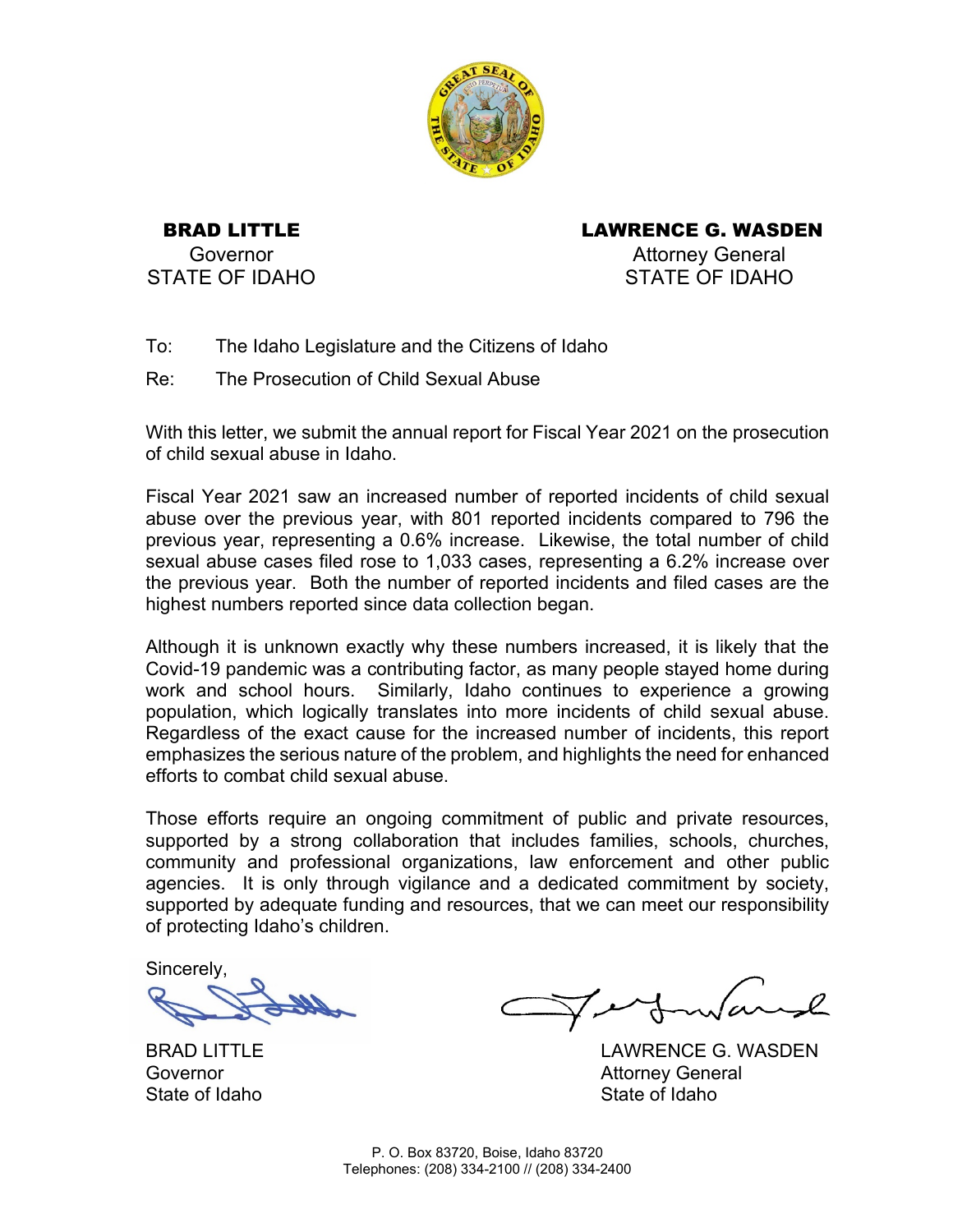**BRAD LITTLE**
Governor
STATE OF IDAHO

**LAWRENCE G. WASDEN**
Attorney General
STATE OF IDAHO

To: The Idaho Legislature and the Citizens of Idaho

Re: The Prosecution of Child Sexual Abuse

With this letter, we submit the annual report for Fiscal Year 2021 on the prosecution of child sexual abuse in Idaho.

Fiscal Year 2021 saw an increased number of reported incidents of child sexual abuse over the previous year, with 801 reported incidents compared to 796 the previous year, representing a 0.6% increase. Likewise, the total number of child sexual abuse cases filed rose to 1,033 cases, representing a 6.2% increase over the previous year. Both the number of reported incidents and filed cases are the highest numbers reported since data collection began.

Although it is unknown exactly why these numbers increased, it is likely that the Covid-19 pandemic was a contributing factor, as many people stayed home during work and school hours. Similarly, Idaho continues to experience a growing population, which logically translates into more incidents of child sexual abuse. Regardless of the exact cause for the increased number of incidents, this report emphasizes the serious nature of the problem, and highlights the need for enhanced efforts to combat child sexual abuse.

Those efforts require an ongoing commitment of public and private resources, supported by a strong collaboration that includes families, schools, churches, community and professional organizations, law enforcement and other public agencies. It is only through vigilance and a dedicated commitment by society, supported by adequate funding and resources, that we can meet our responsibility of protecting Idaho's children.

Sincerely,

BRAD LITTLE
Governor
State of Idaho

LAWRENCE G. WASDEN
Attorney General
State of Idaho

P. O. Box 83720, Boise, Idaho 83720
Telephones: (208) 334-2100 // (208) 334-2400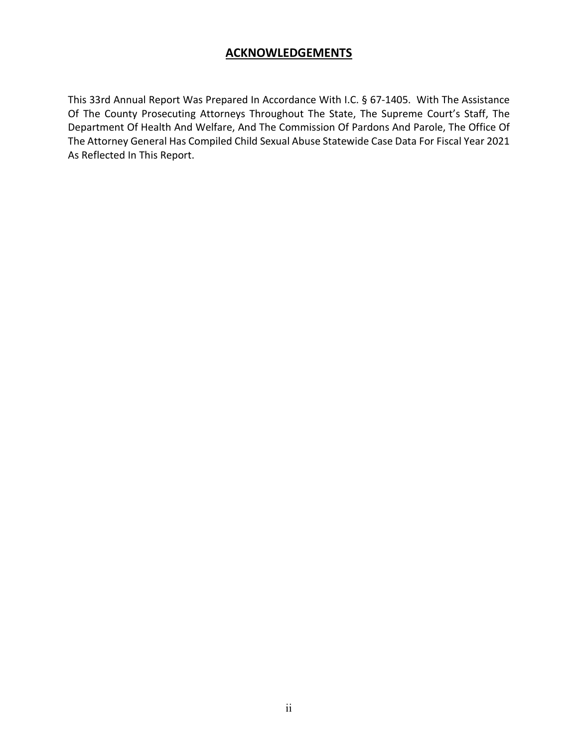## ACKNOWLEDGEMENTS

This 33rd Annual Report Was Prepared In Accordance With I.C. § 67-1405. With The Assistance Of The County Prosecuting Attorneys Throughout The State, The Supreme Court's Staff, The Department Of Health And Welfare, And The Commission Of Pardons And Parole, The Office Of The Attorney General Has Compiled Child Sexual Abuse Statewide Case Data For Fiscal Year 2021 As Reflected In This Report.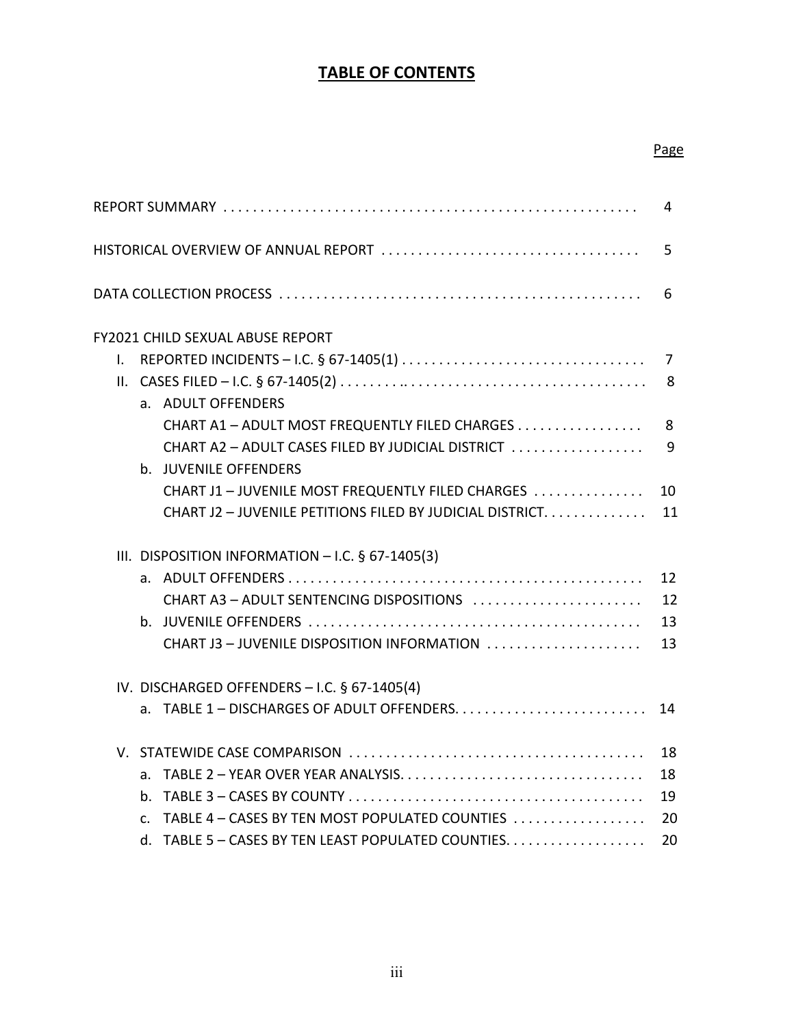# TABLE OF CONTENTS

| | Page |
|---|---|
| REPORT SUMMARY | 4 |
| HISTORICAL OVERVIEW OF ANNUAL REPORT | 5 |
| DATA COLLECTION PROCESS | 6 |
| FY2021 CHILD SEXUAL ABUSE REPORT | |
| I. REPORTED INCIDENTS – I.C. § 67-1405(1) | 7 |
| II. CASES FILED – I.C. § 67-1405(2) | 8 |
| a. ADULT OFFENDERS | |
| CHART A1 – ADULT MOST FREQUENTLY FILED CHARGES | 8 |
| CHART A2 – ADULT CASES FILED BY JUDICIAL DISTRICT | 9 |
| b. JUVENILE OFFENDERS | |
| CHART J1 – JUVENILE MOST FREQUENTLY FILED CHARGES | 10 |
| CHART J2 – JUVENILE PETITIONS FILED BY JUDICIAL DISTRICT | 11 |
| III. DISPOSITION INFORMATION – I.C. § 67-1405(3) | |
| a. ADULT OFFENDERS | 12 |
| CHART A3 – ADULT SENTENCING DISPOSITIONS | 12 |
| b. JUVENILE OFFENDERS | 13 |
| CHART J3 – JUVENILE DISPOSITION INFORMATION | 13 |
| IV. DISCHARGED OFFENDERS – I.C. § 67-1405(4) | |
| a. TABLE 1 – DISCHARGES OF ADULT OFFENDERS | 14 |
| V. STATEWIDE CASE COMPARISON | 18 |
| a. TABLE 2 – YEAR OVER YEAR ANALYSIS | 18 |
| b. TABLE 3 – CASES BY COUNTY | 19 |
| c. TABLE 4 – CASES BY TEN MOST POPULATED COUNTIES | 20 |
| d. TABLE 5 – CASES BY TEN LEAST POPULATED COUNTIES | 20 |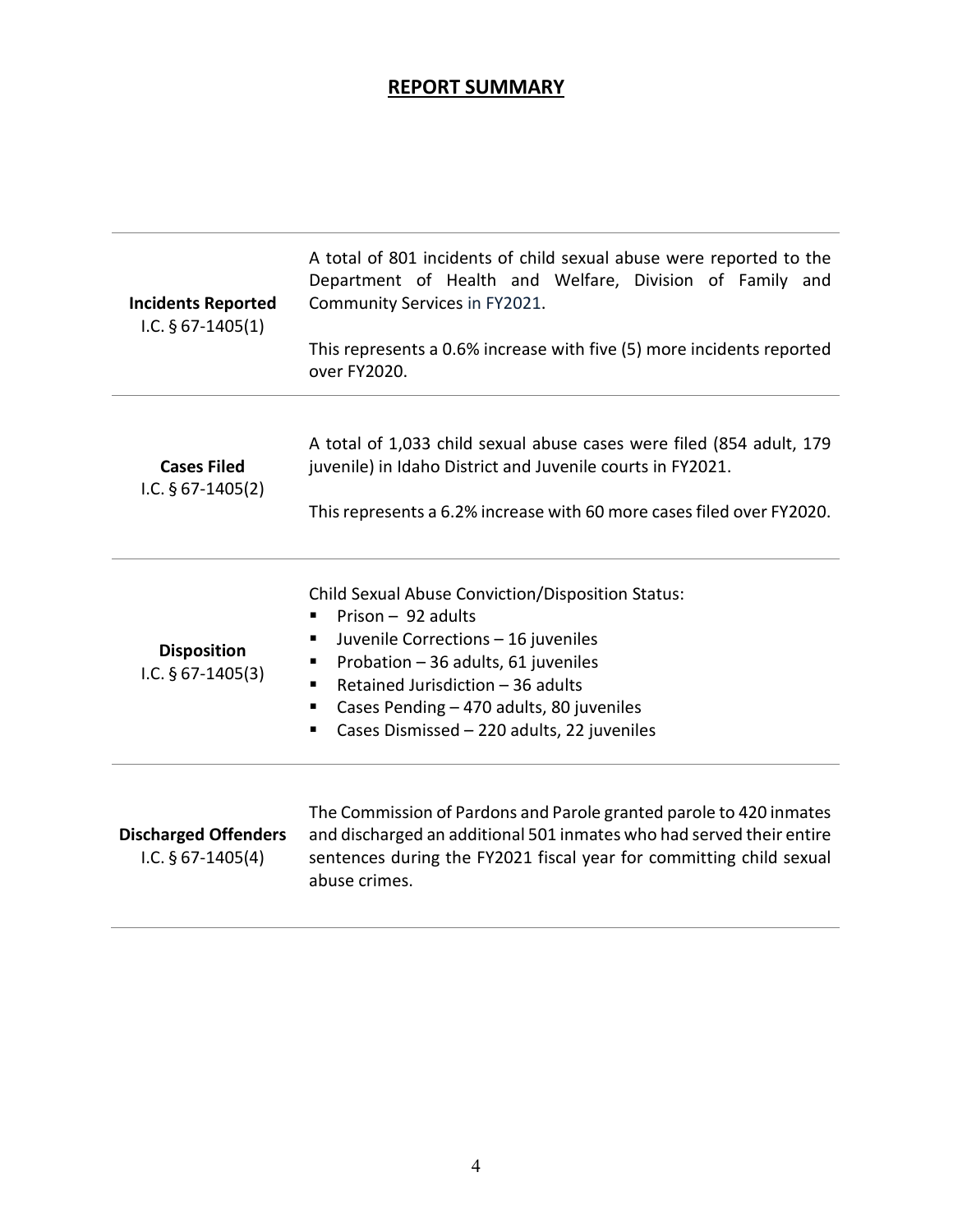## REPORT SUMMARY

| | |
|---|---|
| **Incidents Reported**<br>I.C. § 67-1405(1) | A total of 801 incidents of child sexual abuse were reported to the Department of Health and Welfare, Division of Family and Community Services in FY2021.<br><br>This represents a 0.6% increase with five (5) more incidents reported over FY2020. |
| **Cases Filed**<br>I.C. § 67-1405(2) | A total of 1,033 child sexual abuse cases were filed (854 adult, 179 juvenile) in Idaho District and Juvenile courts in FY2021.<br><br>This represents a 6.2% increase with 60 more cases filed over FY2020. |
| **Disposition**<br>I.C. § 67-1405(3) | Child Sexual Abuse Conviction/Disposition Status:<br>▪ Prison – 92 adults<br>▪ Juvenile Corrections – 16 juveniles<br>▪ Probation – 36 adults, 61 juveniles<br>▪ Retained Jurisdiction – 36 adults<br>▪ Cases Pending – 470 adults, 80 juveniles<br>▪ Cases Dismissed – 220 adults, 22 juveniles |
| **Discharged Offenders**<br>I.C. § 67-1405(4) | The Commission of Pardons and Parole granted parole to 420 inmates and discharged an additional 501 inmates who had served their entire sentences during the FY2021 fiscal year for committing child sexual abuse crimes. |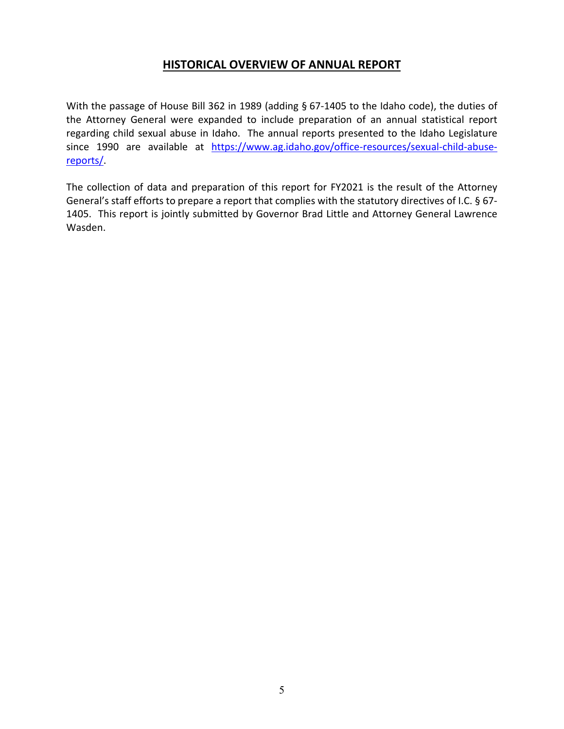# HISTORICAL OVERVIEW OF ANNUAL REPORT

With the passage of House Bill 362 in 1989 (adding § 67-1405 to the Idaho code), the duties of the Attorney General were expanded to include preparation of an annual statistical report regarding child sexual abuse in Idaho. The annual reports presented to the Idaho Legislature since 1990 are available at [https://www.ag.idaho.gov/office-resources/sexual-child-abuse-reports/](https://www.ag.idaho.gov/office-resources/sexual-child-abuse-reports/).

The collection of data and preparation of this report for FY2021 is the result of the Attorney General's staff efforts to prepare a report that complies with the statutory directives of I.C. § 67-1405. This report is jointly submitted by Governor Brad Little and Attorney General Lawrence Wasden.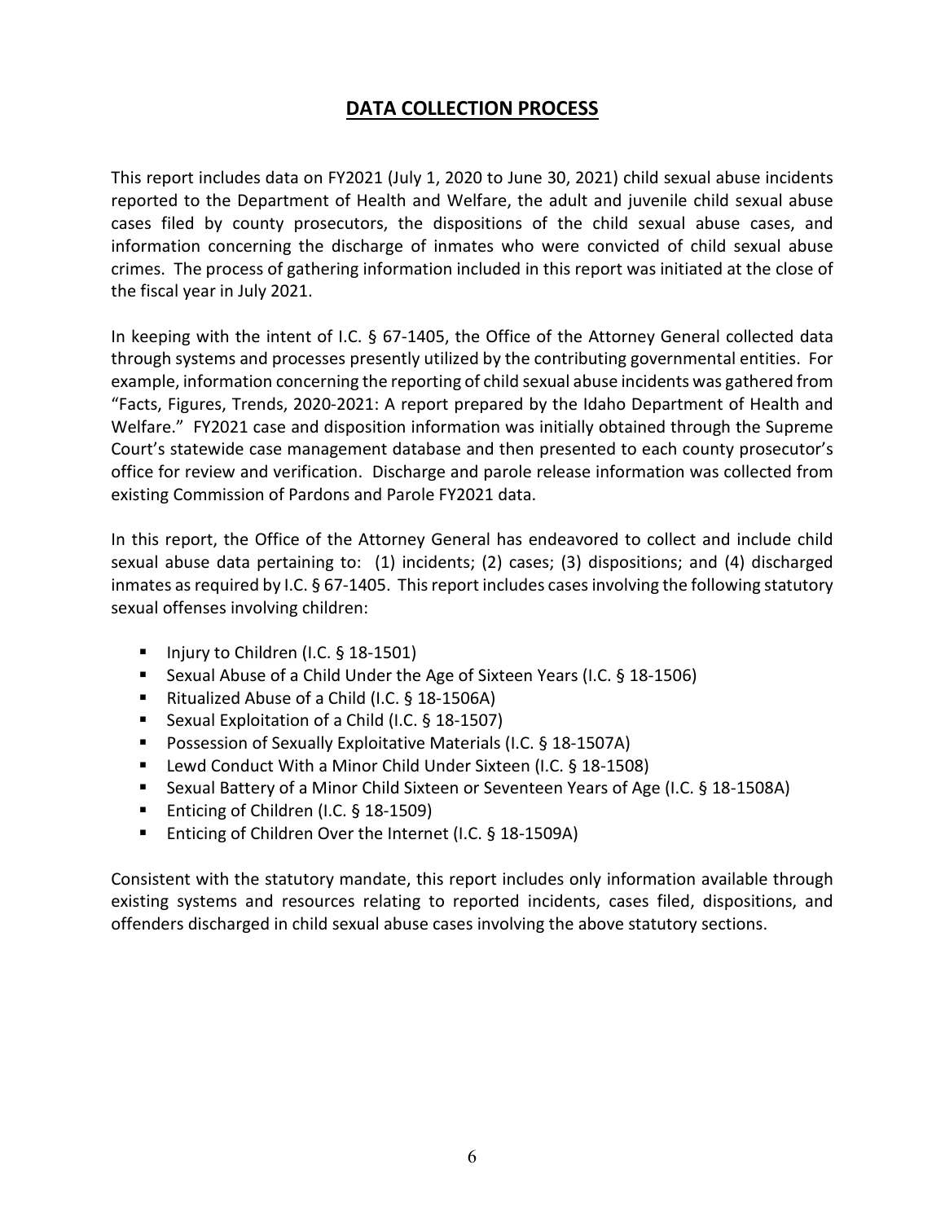## DATA COLLECTION PROCESS

This report includes data on FY2021 (July 1, 2020 to June 30, 2021) child sexual abuse incidents reported to the Department of Health and Welfare, the adult and juvenile child sexual abuse cases filed by county prosecutors, the dispositions of the child sexual abuse cases, and information concerning the discharge of inmates who were convicted of child sexual abuse crimes. The process of gathering information included in this report was initiated at the close of the fiscal year in July 2021.

In keeping with the intent of I.C. § 67-1405, the Office of the Attorney General collected data through systems and processes presently utilized by the contributing governmental entities. For example, information concerning the reporting of child sexual abuse incidents was gathered from "Facts, Figures, Trends, 2020-2021: A report prepared by the Idaho Department of Health and Welfare." FY2021 case and disposition information was initially obtained through the Supreme Court's statewide case management database and then presented to each county prosecutor's office for review and verification. Discharge and parole release information was collected from existing Commission of Pardons and Parole FY2021 data.

In this report, the Office of the Attorney General has endeavored to collect and include child sexual abuse data pertaining to: (1) incidents; (2) cases; (3) dispositions; and (4) discharged inmates as required by I.C. § 67-1405. This report includes cases involving the following statutory sexual offenses involving children:

- Injury to Children (I.C. § 18-1501)
- Sexual Abuse of a Child Under the Age of Sixteen Years (I.C. § 18-1506)
- Ritualized Abuse of a Child (I.C. § 18-1506A)
- Sexual Exploitation of a Child (I.C. § 18-1507)
- Possession of Sexually Exploitative Materials (I.C. § 18-1507A)
- Lewd Conduct With a Minor Child Under Sixteen (I.C. § 18-1508)
- Sexual Battery of a Minor Child Sixteen or Seventeen Years of Age (I.C. § 18-1508A)
- Enticing of Children (I.C. § 18-1509)
- Enticing of Children Over the Internet (I.C. § 18-1509A)

Consistent with the statutory mandate, this report includes only information available through existing systems and resources relating to reported incidents, cases filed, dispositions, and offenders discharged in child sexual abuse cases involving the above statutory sections.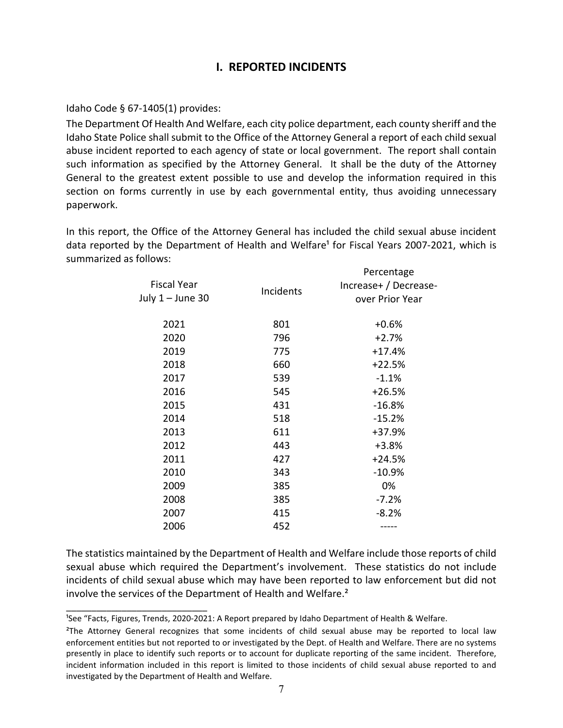## I. REPORTED INCIDENTS

Idaho Code § 67-1405(1) provides:

The Department Of Health And Welfare, each city police department, each county sheriff and the Idaho State Police shall submit to the Office of the Attorney General a report of each child sexual abuse incident reported to each agency of state or local government. The report shall contain such information as specified by the Attorney General. It shall be the duty of the Attorney General to the greatest extent possible to use and develop the information required in this section on forms currently in use by each governmental entity, thus avoiding unnecessary paperwork.

In this report, the Office of the Attorney General has included the child sexual abuse incident data reported by the Department of Health and Welfare[1] for Fiscal Years 2007-2021, which is summarized as follows:

| Fiscal Year July 1 – June 30 | Incidents | Percentage Increase+ / Decrease- over Prior Year |
|---|---|---|
| 2021 | 801 | +0.6% |
| 2020 | 796 | +2.7% |
| 2019 | 775 | +17.4% |
| 2018 | 660 | +22.5% |
| 2017 | 539 | -1.1% |
| 2016 | 545 | +26.5% |
| 2015 | 431 | -16.8% |
| 2014 | 518 | -15.2% |
| 2013 | 611 | +37.9% |
| 2012 | 443 | +3.8% |
| 2011 | 427 | +24.5% |
| 2010 | 343 | -10.9% |
| 2009 | 385 | 0% |
| 2008 | 385 | -7.2% |
| 2007 | 415 | -8.2% |
| 2006 | 452 | ----- |

The statistics maintained by the Department of Health and Welfare include those reports of child sexual abuse which required the Department's involvement. These statistics do not include incidents of child sexual abuse which may have been reported to law enforcement but did not involve the services of the Department of Health and Welfare.[2]

---

[1]See "Facts, Figures, Trends, 2020-2021: A Report prepared by Idaho Department of Health & Welfare.

[2]The Attorney General recognizes that some incidents of child sexual abuse may be reported to local law enforcement entities but not reported to or investigated by the Dept. of Health and Welfare. There are no systems presently in place to identify such reports or to account for duplicate reporting of the same incident. Therefore, incident information included in this report is limited to those incidents of child sexual abuse reported to and investigated by the Department of Health and Welfare.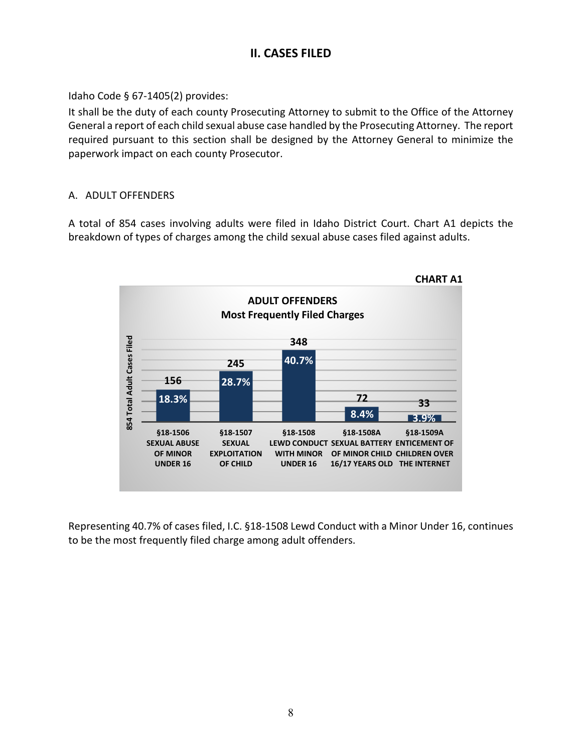## II. CASES FILED

Idaho Code § 67-1405(2) provides:

It shall be the duty of each county Prosecuting Attorney to submit to the Office of the Attorney General a report of each child sexual abuse case handled by the Prosecuting Attorney. The report required pursuant to this section shall be designed by the Attorney General to minimize the paperwork impact on each county Prosecutor.

### A. ADULT OFFENDERS

A total of 854 cases involving adults were filed in Idaho District Court. Chart A1 depicts the breakdown of types of charges among the child sexual abuse cases filed against adults.

**CHART A1**

**ADULT OFFENDERS**
**Most Frequently Filed Charges**

854 Total Adult Cases Filed

156
18.3%
§18-1506 SEXUAL ABUSE OF MINOR UNDER 16

245
28.7%
§18-1507 SEXUAL EXPLOITATION OF CHILD

348
40.7%
§18-1508 LEWD CONDUCT WITH MINOR UNDER 16

72
8.4%
§18-1508A SEXUAL BATTERY OF MINOR CHILD 16/17 YEARS OLD

33
3.9%
§18-1509A ENTICEMENT OF CHILDREN OVER THE INTERNET

Representing 40.7% of cases filed, I.C. §18-1508 Lewd Conduct with a Minor Under 16, continues to be the most frequently filed charge among adult offenders.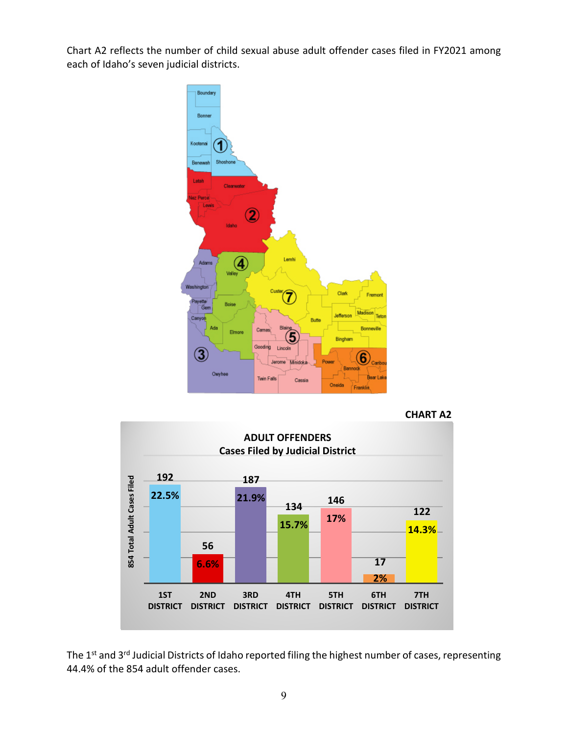Chart A2 reflects the number of child sexual abuse adult offender cases filed in FY2021 among each of Idaho's seven judicial districts.

Boundary
Bonner
Kootenai
1
Benewah
Shoshone
Latah
Clearwater
Nez Perce
Lewis
2
Idaho
Adams
4
Valley
Lemhi
Washington
Custer
7
Clark
Fremont
Payette
Gem
Boise
Madison
Teton
Jefferson
Canyon
Butte
Ada
Elmore
Camas
Blaine
5
Bonneville
Bingham
Gooding
Lincoln
3
6
Power
Caribou
Jerome
Minidoka
Bannock
Owyhee
Bear Lake
Twin Falls
Cassia
Oneida
Franklin

**CHART A2**

**ADULT OFFENDERS**
**Cases Filed by Judicial District**

854 Total Adult Cases Filed

192
22.5%
56
6.6%
187
21.9%
134
15.7%
146
17%
17
2%
122
14.3%

1ST DISTRICT
2ND DISTRICT
3RD DISTRICT
4TH DISTRICT
5TH DISTRICT
6TH DISTRICT
7TH DISTRICT

The 1st and 3rd Judicial Districts of Idaho reported filing the highest number of cases, representing 44.4% of the 854 adult offender cases.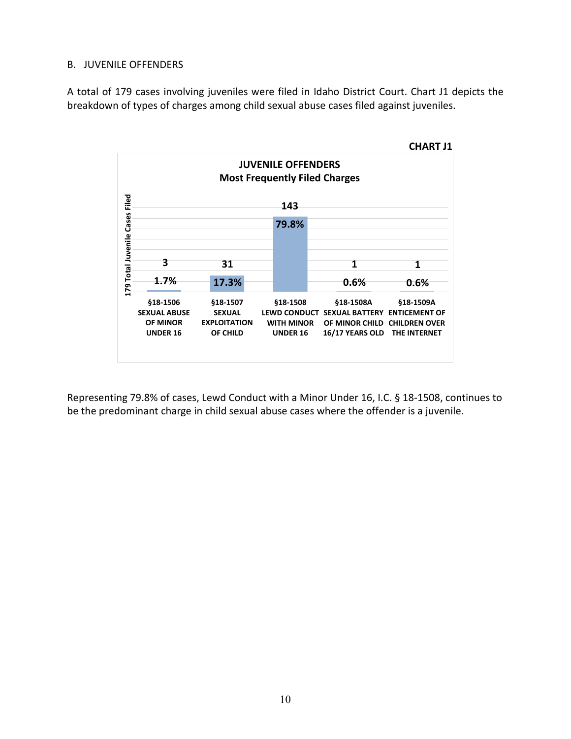## B. JUVENILE OFFENDERS

A total of 179 cases involving juveniles were filed in Idaho District Court. Chart J1 depicts the breakdown of types of charges among child sexual abuse cases filed against juveniles.

**CHART J1**

**JUVENILE OFFENDERS**
**Most Frequently Filed Charges**

| Charge | Cases Filed | Percent |
|---|---|---|
| §18-1506 SEXUAL ABUSE OF MINOR UNDER 16 | 3 | 1.7% |
| §18-1507 SEXUAL EXPLOITATION OF CHILD | 31 | 17.3% |
| §18-1508 LEWD CONDUCT WITH MINOR UNDER 16 | 143 | 79.8% |
| §18-1508A SEXUAL BATTERY OF MINOR CHILD 16/17 YEARS OLD | 1 | 0.6% |
| §18-1509A ENTICEMENT OF CHILDREN OVER THE INTERNET | 1 | 0.6% |

179 Total Juvenile Cases Filed

Representing 79.8% of cases, Lewd Conduct with a Minor Under 16, I.C. § 18-1508, continues to be the predominant charge in child sexual abuse cases where the offender is a juvenile.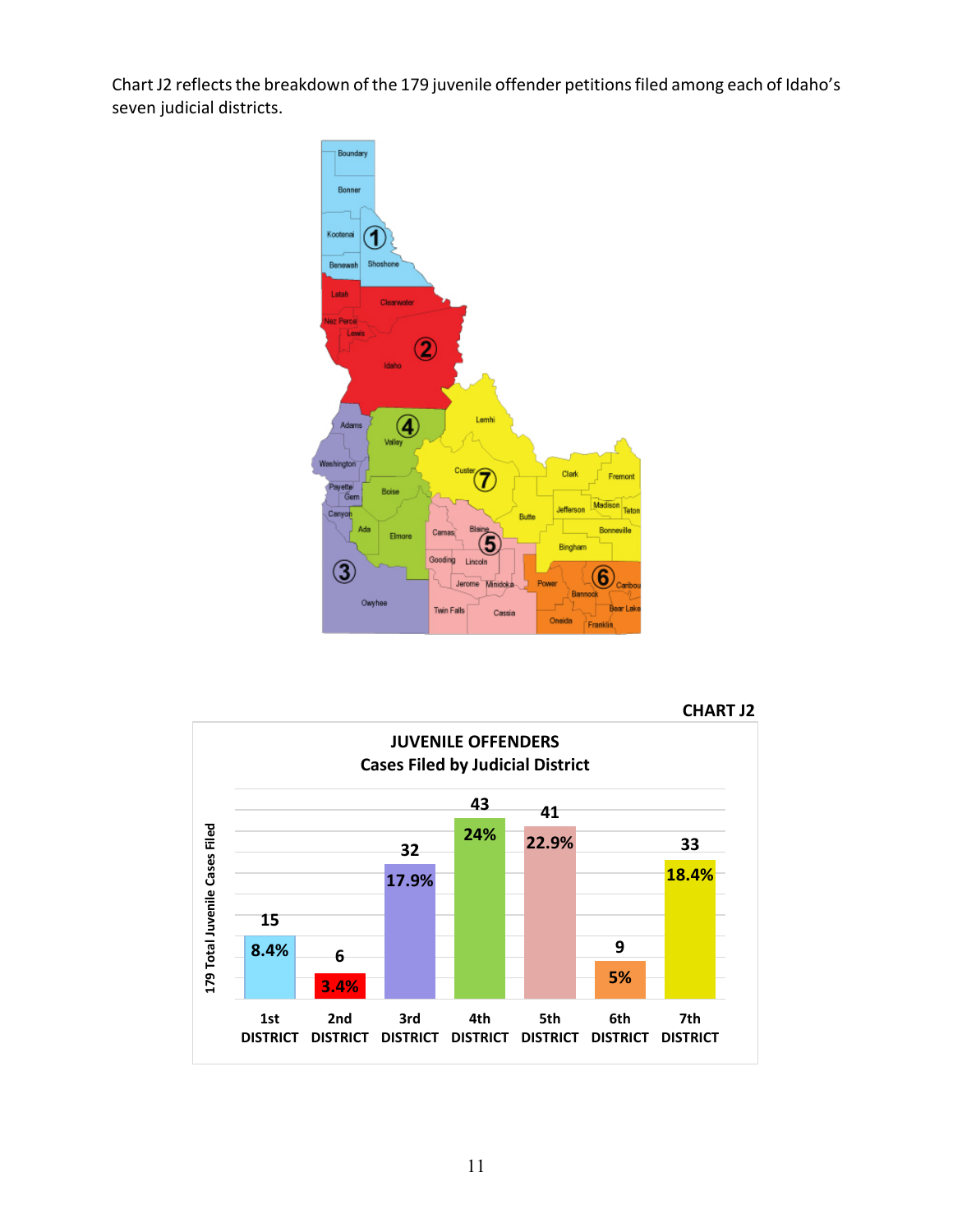Chart J2 reflects the breakdown of the 179 juvenile offender petitions filed among each of Idaho's seven judicial districts.

Boundary
Bonner
Kootenai
1
Benewah
Shoshone
Latah
Clearwater
Nez Perce
Lewis
2
Idaho
Adams
4
Valley
Lemhi
Washington
Custer
7
Clark
Fremont
Payette
Gem
Boise
Jefferson
Madison
Teton
Canyon
Butte
Ada
Elmore
Camas
Blaine
5
Bonneville
Bingham
Gooding
Lincoln
6
3
Power
Caribou
Jerome
Minidoka
Bannock
Owyhee
Bear Lake
Twin Falls
Cassia
Oneida
Franklin

**CHART J2**

**JUVENILE OFFENDERS**
**Cases Filed by Judicial District**

179 Total Juvenile Cases Filed

1st DISTRICT: 15, 8.4%
2nd DISTRICT: 6, 3.4%
3rd DISTRICT: 32, 17.9%
4th DISTRICT: 43, 24%
5th DISTRICT: 41, 22.9%
6th DISTRICT: 9, 5%
7th DISTRICT: 33, 18.4%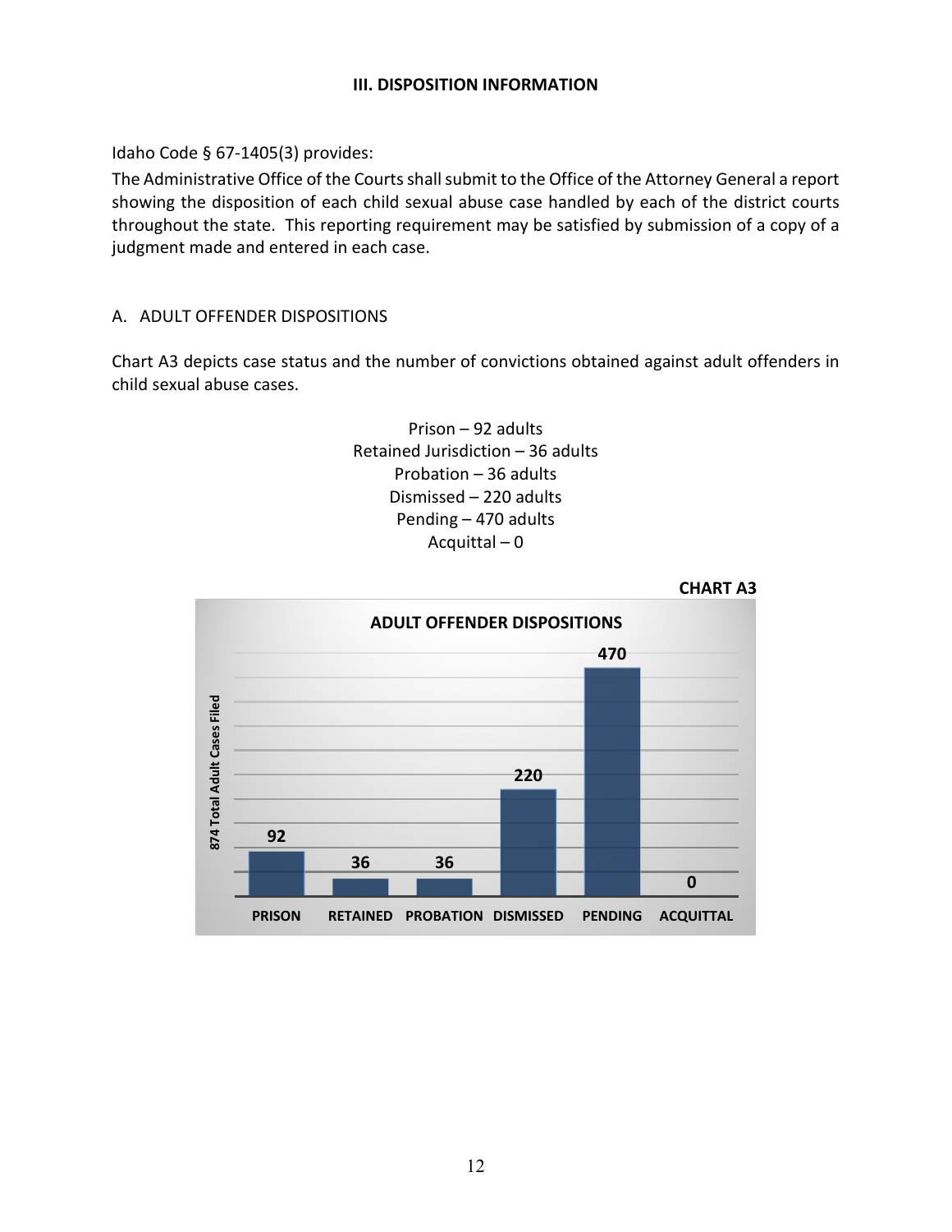## III. DISPOSITION INFORMATION

Idaho Code § 67-1405(3) provides:

The Administrative Office of the Courts shall submit to the Office of the Attorney General a report showing the disposition of each child sexual abuse case handled by each of the district courts throughout the state. This reporting requirement may be satisfied by submission of a copy of a judgment made and entered in each case.

### A. ADULT OFFENDER DISPOSITIONS

Chart A3 depicts case status and the number of convictions obtained against adult offenders in child sexual abuse cases.

Prison – 92 adults
Retained Jurisdiction – 36 adults
Probation – 36 adults
Dismissed – 220 adults
Pending – 470 adults
Acquittal – 0

**CHART A3**

**ADULT OFFENDER DISPOSITIONS**

874 Total Adult Cases Filed

| PRISON | RETAINED | PROBATION | DISMISSED | PENDING | ACQUITTAL |
|---|---|---|---|---|---|
| 92 | 36 | 36 | 220 | 470 | 0 |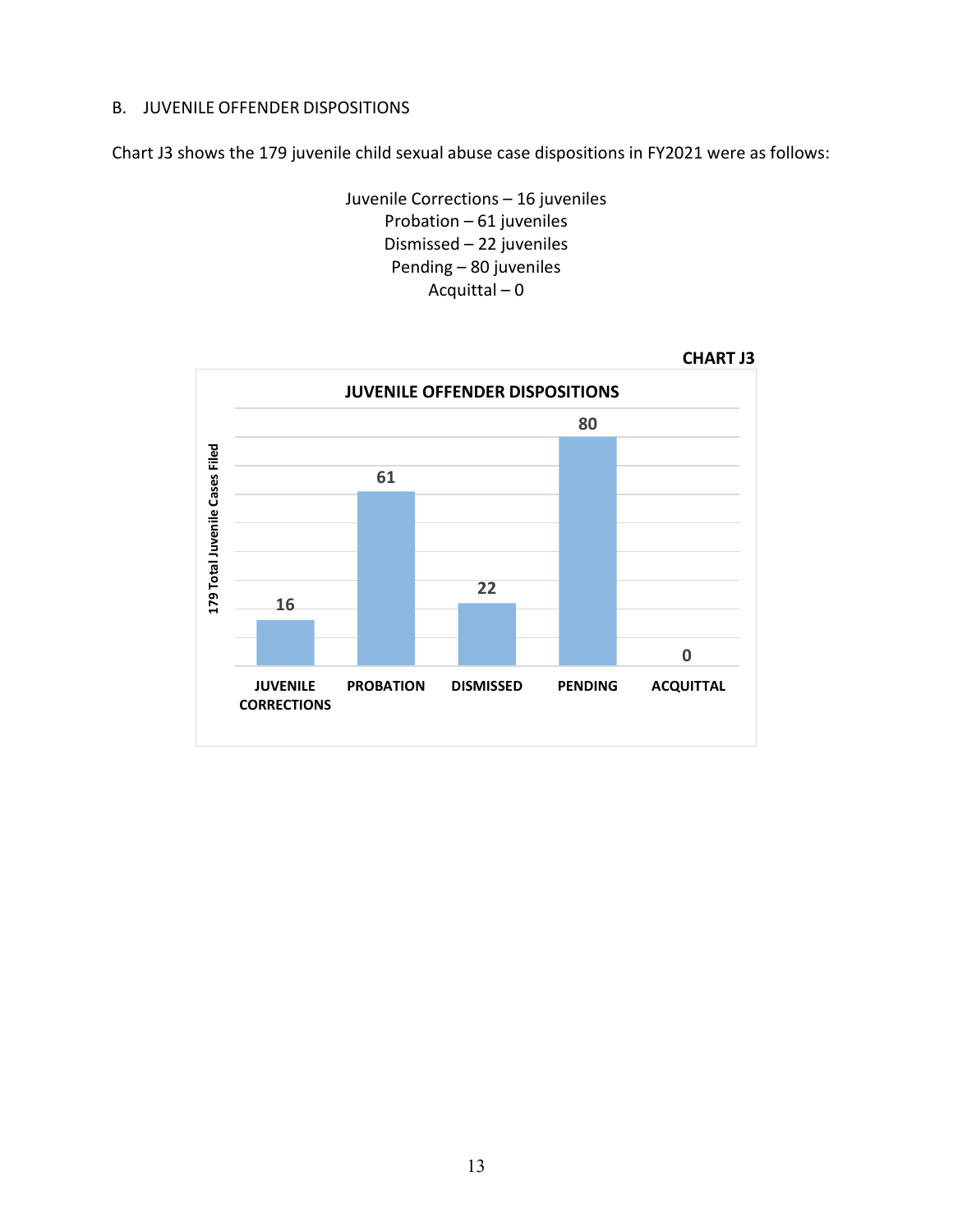## B. JUVENILE OFFENDER DISPOSITIONS

Chart J3 shows the 179 juvenile child sexual abuse case dispositions in FY2021 were as follows:

Juvenile Corrections – 16 juveniles
Probation – 61 juveniles
Dismissed – 22 juveniles
Pending – 80 juveniles
Acquittal – 0

**CHART J3**

**JUVENILE OFFENDER DISPOSITIONS**

| Disposition | 179 Total Juvenile Cases Filed |
|---|---|
| JUVENILE CORRECTIONS | 16 |
| PROBATION | 61 |
| DISMISSED | 22 |
| PENDING | 80 |
| ACQUITTAL | 0 |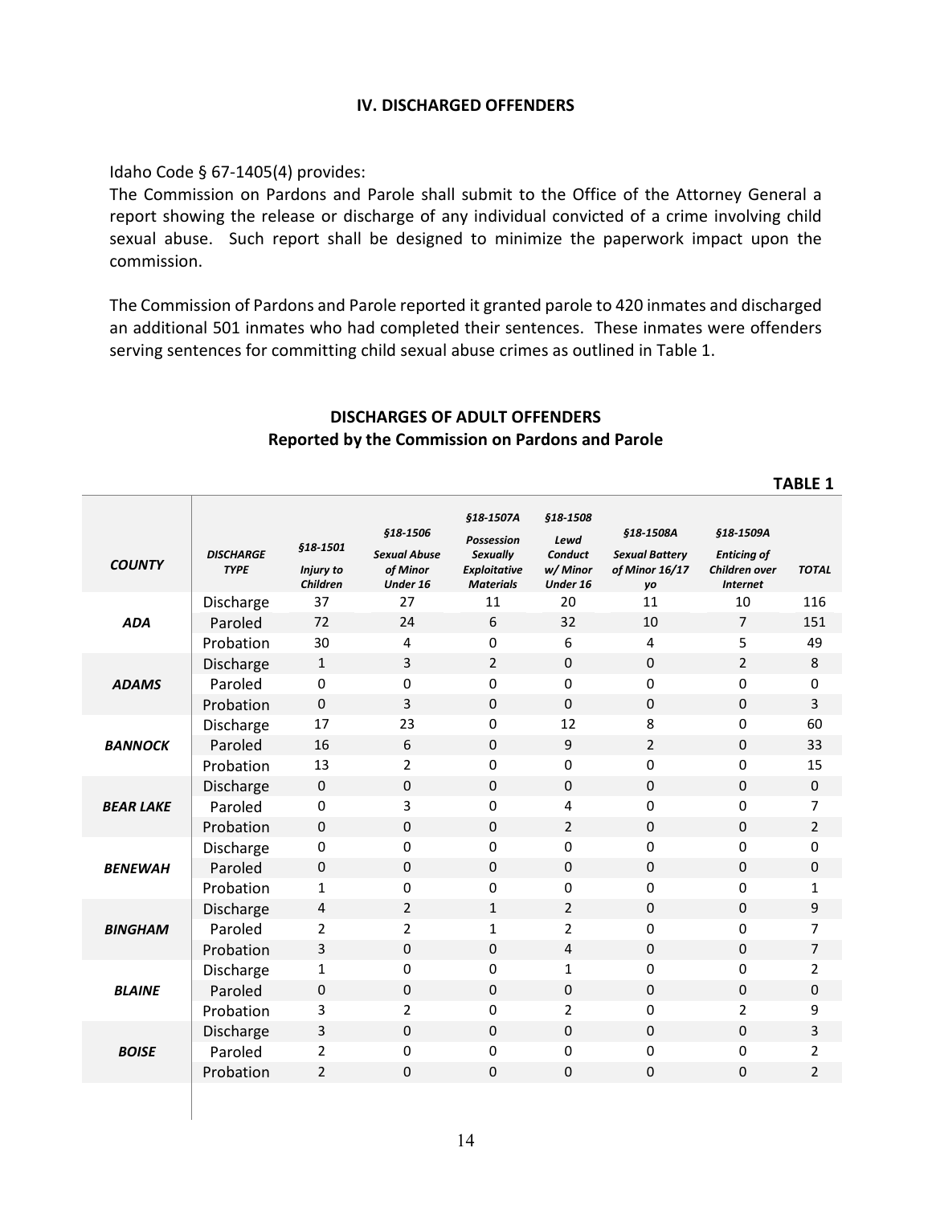### IV. DISCHARGED OFFENDERS

Idaho Code § 67-1405(4) provides:

The Commission on Pardons and Parole shall submit to the Office of the Attorney General a report showing the release or discharge of any individual convicted of a crime involving child sexual abuse. Such report shall be designed to minimize the paperwork impact upon the commission.

The Commission of Pardons and Parole reported it granted parole to 420 inmates and discharged an additional 501 inmates who had completed their sentences. These inmates were offenders serving sentences for committing child sexual abuse crimes as outlined in Table 1.

**DISCHARGES OF ADULT OFFENDERS**
**Reported by the Commission on Pardons and Parole**

**TABLE 1**

| COUNTY | DISCHARGE TYPE | §18-1501 Injury to Children | §18-1506 Sexual Abuse of Minor Under 16 | §18-1507A Possession Sexually Exploitative Materials | §18-1508 Lewd Conduct w/ Minor Under 16 | §18-1508A Sexual Battery of Minor 16/17 yo | §18-1509A Enticing of Children over Internet | TOTAL |
|---|---|---|---|---|---|---|---|---|
| ADA | Discharge | 37 | 27 | 11 | 20 | 11 | 10 | 116 |
| | Paroled | 72 | 24 | 6 | 32 | 10 | 7 | 151 |
| | Probation | 30 | 4 | 0 | 6 | 4 | 5 | 49 |
| ADAMS | Discharge | 1 | 3 | 2 | 0 | 0 | 2 | 8 |
| | Paroled | 0 | 0 | 0 | 0 | 0 | 0 | 0 |
| | Probation | 0 | 3 | 0 | 0 | 0 | 0 | 3 |
| BANNOCK | Discharge | 17 | 23 | 0 | 12 | 8 | 0 | 60 |
| | Paroled | 16 | 6 | 0 | 9 | 2 | 0 | 33 |
| | Probation | 13 | 2 | 0 | 0 | 0 | 0 | 15 |
| BEAR LAKE | Discharge | 0 | 0 | 0 | 0 | 0 | 0 | 0 |
| | Paroled | 0 | 3 | 0 | 4 | 0 | 0 | 7 |
| | Probation | 0 | 0 | 0 | 2 | 0 | 0 | 2 |
| BENEWAH | Discharge | 0 | 0 | 0 | 0 | 0 | 0 | 0 |
| | Paroled | 0 | 0 | 0 | 0 | 0 | 0 | 0 |
| | Probation | 1 | 0 | 0 | 0 | 0 | 0 | 1 |
| BINGHAM | Discharge | 4 | 2 | 1 | 2 | 0 | 0 | 9 |
| | Paroled | 2 | 2 | 1 | 2 | 0 | 0 | 7 |
| | Probation | 3 | 0 | 0 | 4 | 0 | 0 | 7 |
| BLAINE | Discharge | 1 | 0 | 0 | 1 | 0 | 0 | 2 |
| | Paroled | 0 | 0 | 0 | 0 | 0 | 0 | 0 |
| | Probation | 3 | 2 | 0 | 2 | 0 | 2 | 9 |
| BOISE | Discharge | 3 | 0 | 0 | 0 | 0 | 0 | 3 |
| | Paroled | 2 | 0 | 0 | 0 | 0 | 0 | 2 |
| | Probation | 2 | 0 | 0 | 0 | 0 | 0 | 2 |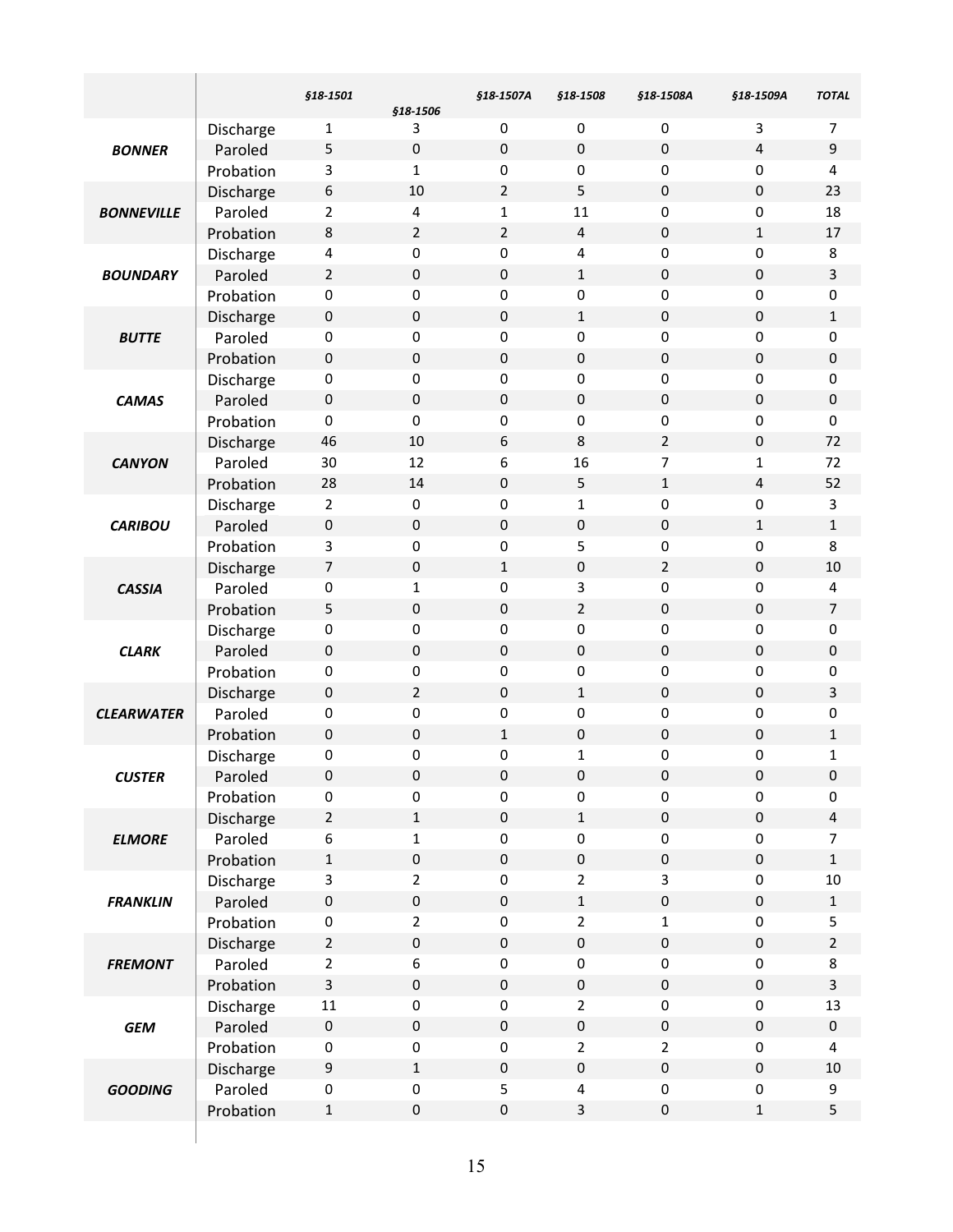| | | §18-1501 | §18-1506 | §18-1507A | §18-1508 | §18-1508A | §18-1509A | TOTAL |
|---|---|---|---|---|---|---|---|---|
| **BONNER** | Discharge | 1 | 3 | 0 | 0 | 0 | 3 | 7 |
| | Paroled | 5 | 0 | 0 | 0 | 0 | 4 | 9 |
| | Probation | 3 | 1 | 0 | 0 | 0 | 0 | 4 |
| **BONNEVILLE** | Discharge | 6 | 10 | 2 | 5 | 0 | 0 | 23 |
| | Paroled | 2 | 4 | 1 | 11 | 0 | 0 | 18 |
| | Probation | 8 | 2 | 2 | 4 | 0 | 1 | 17 |
| **BOUNDARY** | Discharge | 4 | 0 | 0 | 4 | 0 | 0 | 8 |
| | Paroled | 2 | 0 | 0 | 1 | 0 | 0 | 3 |
| | Probation | 0 | 0 | 0 | 0 | 0 | 0 | 0 |
| **BUTTE** | Discharge | 0 | 0 | 0 | 1 | 0 | 0 | 1 |
| | Paroled | 0 | 0 | 0 | 0 | 0 | 0 | 0 |
| | Probation | 0 | 0 | 0 | 0 | 0 | 0 | 0 |
| **CAMAS** | Discharge | 0 | 0 | 0 | 0 | 0 | 0 | 0 |
| | Paroled | 0 | 0 | 0 | 0 | 0 | 0 | 0 |
| | Probation | 0 | 0 | 0 | 0 | 0 | 0 | 0 |
| **CANYON** | Discharge | 46 | 10 | 6 | 8 | 2 | 0 | 72 |
| | Paroled | 30 | 12 | 6 | 16 | 7 | 1 | 72 |
| | Probation | 28 | 14 | 0 | 5 | 1 | 4 | 52 |
| **CARIBOU** | Discharge | 2 | 0 | 0 | 1 | 0 | 0 | 3 |
| | Paroled | 0 | 0 | 0 | 0 | 0 | 1 | 1 |
| | Probation | 3 | 0 | 0 | 5 | 0 | 0 | 8 |
| **CASSIA** | Discharge | 7 | 0 | 1 | 0 | 2 | 0 | 10 |
| | Paroled | 0 | 1 | 0 | 3 | 0 | 0 | 4 |
| | Probation | 5 | 0 | 0 | 2 | 0 | 0 | 7 |
| **CLARK** | Discharge | 0 | 0 | 0 | 0 | 0 | 0 | 0 |
| | Paroled | 0 | 0 | 0 | 0 | 0 | 0 | 0 |
| | Probation | 0 | 0 | 0 | 0 | 0 | 0 | 0 |
| **CLEARWATER** | Discharge | 0 | 2 | 0 | 1 | 0 | 0 | 3 |
| | Paroled | 0 | 0 | 0 | 0 | 0 | 0 | 0 |
| | Probation | 0 | 0 | 1 | 0 | 0 | 0 | 1 |
| **CUSTER** | Discharge | 0 | 0 | 0 | 1 | 0 | 0 | 1 |
| | Paroled | 0 | 0 | 0 | 0 | 0 | 0 | 0 |
| | Probation | 0 | 0 | 0 | 0 | 0 | 0 | 0 |
| **ELMORE** | Discharge | 2 | 1 | 0 | 1 | 0 | 0 | 4 |
| | Paroled | 6 | 1 | 0 | 0 | 0 | 0 | 7 |
| | Probation | 1 | 0 | 0 | 0 | 0 | 0 | 1 |
| **FRANKLIN** | Discharge | 3 | 2 | 0 | 2 | 3 | 0 | 10 |
| | Paroled | 0 | 0 | 0 | 1 | 0 | 0 | 1 |
| | Probation | 0 | 2 | 0 | 2 | 1 | 0 | 5 |
| **FREMONT** | Discharge | 2 | 0 | 0 | 0 | 0 | 0 | 2 |
| | Paroled | 2 | 6 | 0 | 0 | 0 | 0 | 8 |
| | Probation | 3 | 0 | 0 | 0 | 0 | 0 | 3 |
| **GEM** | Discharge | 11 | 0 | 0 | 2 | 0 | 0 | 13 |
| | Paroled | 0 | 0 | 0 | 0 | 0 | 0 | 0 |
| | Probation | 0 | 0 | 0 | 2 | 2 | 0 | 4 |
| **GOODING** | Discharge | 9 | 1 | 0 | 0 | 0 | 0 | 10 |
| | Paroled | 0 | 0 | 5 | 4 | 0 | 0 | 9 |
| | Probation | 1 | 0 | 0 | 3 | 0 | 1 | 5 |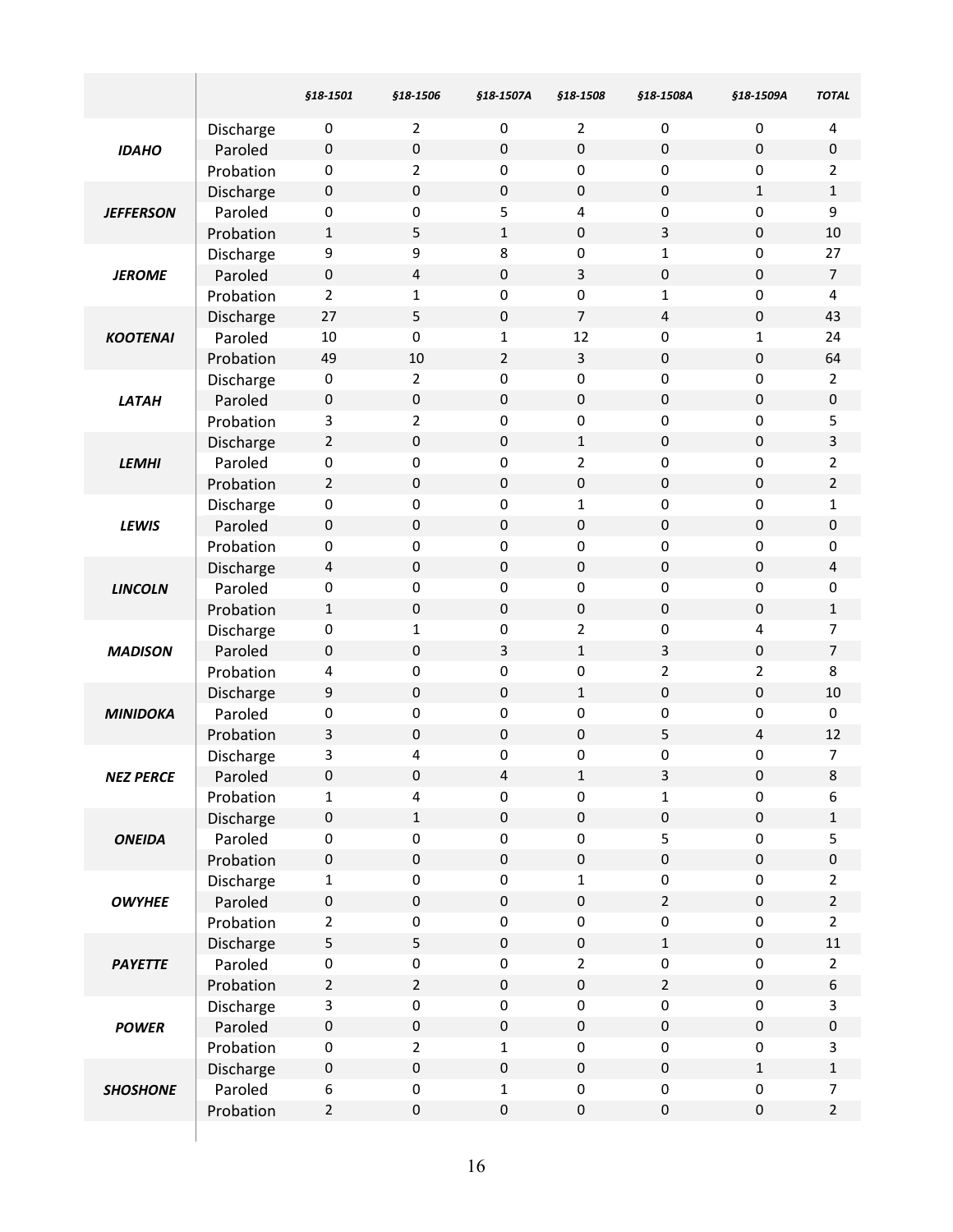| | | §18-1501 | §18-1506 | §18-1507A | §18-1508 | §18-1508A | §18-1509A | TOTAL |
|---|---|---|---|---|---|---|---|---|
| IDAHO | Discharge | 0 | 2 | 0 | 2 | 0 | 0 | 4 |
| | Paroled | 0 | 0 | 0 | 0 | 0 | 0 | 0 |
| | Probation | 0 | 2 | 0 | 0 | 0 | 0 | 2 |
| JEFFERSON | Discharge | 0 | 0 | 0 | 0 | 0 | 1 | 1 |
| | Paroled | 0 | 0 | 5 | 4 | 0 | 0 | 9 |
| | Probation | 1 | 5 | 1 | 0 | 3 | 0 | 10 |
| JEROME | Discharge | 9 | 9 | 8 | 0 | 1 | 0 | 27 |
| | Paroled | 0 | 4 | 0 | 3 | 0 | 0 | 7 |
| | Probation | 2 | 1 | 0 | 0 | 1 | 0 | 4 |
| KOOTENAI | Discharge | 27 | 5 | 0 | 7 | 4 | 0 | 43 |
| | Paroled | 10 | 0 | 1 | 12 | 0 | 1 | 24 |
| | Probation | 49 | 10 | 2 | 3 | 0 | 0 | 64 |
| LATAH | Discharge | 0 | 2 | 0 | 0 | 0 | 0 | 2 |
| | Paroled | 0 | 0 | 0 | 0 | 0 | 0 | 0 |
| | Probation | 3 | 2 | 0 | 0 | 0 | 0 | 5 |
| LEMHI | Discharge | 2 | 0 | 0 | 1 | 0 | 0 | 3 |
| | Paroled | 0 | 0 | 0 | 2 | 0 | 0 | 2 |
| | Probation | 2 | 0 | 0 | 0 | 0 | 0 | 2 |
| LEWIS | Discharge | 0 | 0 | 0 | 1 | 0 | 0 | 1 |
| | Paroled | 0 | 0 | 0 | 0 | 0 | 0 | 0 |
| | Probation | 0 | 0 | 0 | 0 | 0 | 0 | 0 |
| LINCOLN | Discharge | 4 | 0 | 0 | 0 | 0 | 0 | 4 |
| | Paroled | 0 | 0 | 0 | 0 | 0 | 0 | 0 |
| | Probation | 1 | 0 | 0 | 0 | 0 | 0 | 1 |
| MADISON | Discharge | 0 | 1 | 0 | 2 | 0 | 4 | 7 |
| | Paroled | 0 | 0 | 3 | 1 | 3 | 0 | 7 |
| | Probation | 4 | 0 | 0 | 0 | 2 | 2 | 8 |
| MINIDOKA | Discharge | 9 | 0 | 0 | 1 | 0 | 0 | 10 |
| | Paroled | 0 | 0 | 0 | 0 | 0 | 0 | 0 |
| | Probation | 3 | 0 | 0 | 0 | 5 | 4 | 12 |
| NEZ PERCE | Discharge | 3 | 4 | 0 | 0 | 0 | 0 | 7 |
| | Paroled | 0 | 0 | 4 | 1 | 3 | 0 | 8 |
| | Probation | 1 | 4 | 0 | 0 | 1 | 0 | 6 |
| ONEIDA | Discharge | 0 | 1 | 0 | 0 | 0 | 0 | 1 |
| | Paroled | 0 | 0 | 0 | 0 | 5 | 0 | 5 |
| | Probation | 0 | 0 | 0 | 0 | 0 | 0 | 0 |
| OWYHEE | Discharge | 1 | 0 | 0 | 1 | 0 | 0 | 2 |
| | Paroled | 0 | 0 | 0 | 0 | 2 | 0 | 2 |
| | Probation | 2 | 0 | 0 | 0 | 0 | 0 | 2 |
| PAYETTE | Discharge | 5 | 5 | 0 | 0 | 1 | 0 | 11 |
| | Paroled | 0 | 0 | 0 | 2 | 0 | 0 | 2 |
| | Probation | 2 | 2 | 0 | 0 | 2 | 0 | 6 |
| POWER | Discharge | 3 | 0 | 0 | 0 | 0 | 0 | 3 |
| | Paroled | 0 | 0 | 0 | 0 | 0 | 0 | 0 |
| | Probation | 0 | 2 | 1 | 0 | 0 | 0 | 3 |
| SHOSHONE | Discharge | 0 | 0 | 0 | 0 | 0 | 1 | 1 |
| | Paroled | 6 | 0 | 1 | 0 | 0 | 0 | 7 |
| | Probation | 2 | 0 | 0 | 0 | 0 | 0 | 2 |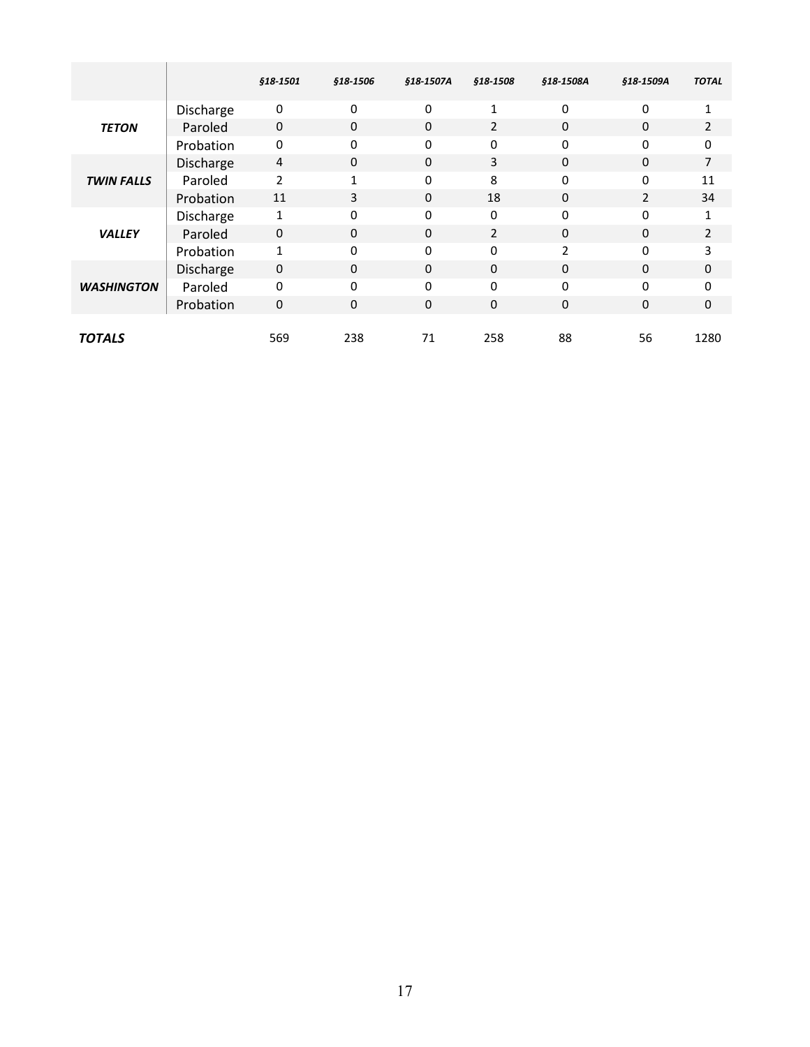| | | §18-1501 | §18-1506 | §18-1507A | §18-1508 | §18-1508A | §18-1509A | TOTAL |
|---|---|---|---|---|---|---|---|---|
| ***TETON*** | Discharge | 0 | 0 | 0 | 1 | 0 | 0 | 1 |
| | Paroled | 0 | 0 | 0 | 2 | 0 | 0 | 2 |
| | Probation | 0 | 0 | 0 | 0 | 0 | 0 | 0 |
| ***TWIN FALLS*** | Discharge | 4 | 0 | 0 | 3 | 0 | 0 | 7 |
| | Paroled | 2 | 1 | 0 | 8 | 0 | 0 | 11 |
| | Probation | 11 | 3 | 0 | 18 | 0 | 2 | 34 |
| ***VALLEY*** | Discharge | 1 | 0 | 0 | 0 | 0 | 0 | 1 |
| | Paroled | 0 | 0 | 0 | 2 | 0 | 0 | 2 |
| | Probation | 1 | 0 | 0 | 0 | 2 | 0 | 3 |
| ***WASHINGTON*** | Discharge | 0 | 0 | 0 | 0 | 0 | 0 | 0 |
| | Paroled | 0 | 0 | 0 | 0 | 0 | 0 | 0 |
| | Probation | 0 | 0 | 0 | 0 | 0 | 0 | 0 |
| ***TOTALS*** | | 569 | 238 | 71 | 258 | 88 | 56 | 1280 |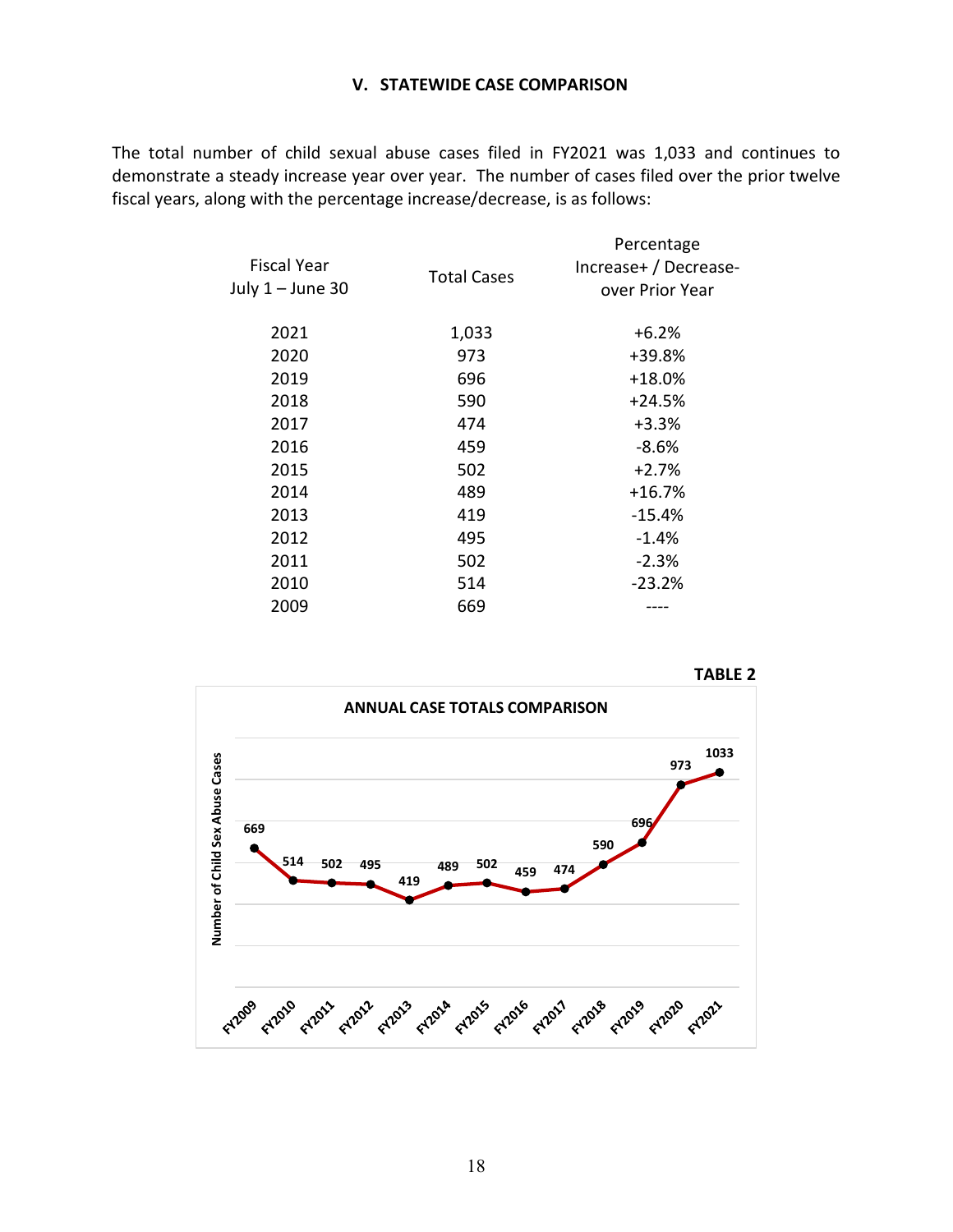### V. STATEWIDE CASE COMPARISON

The total number of child sexual abuse cases filed in FY2021 was 1,033 and continues to demonstrate a steady increase year over year. The number of cases filed over the prior twelve fiscal years, along with the percentage increase/decrease, is as follows:

| Fiscal Year July 1 – June 30 | Total Cases | Percentage Increase+ / Decrease- over Prior Year |
|---|---|---|
| 2021 | 1,033 | +6.2% |
| 2020 | 973 | +39.8% |
| 2019 | 696 | +18.0% |
| 2018 | 590 | +24.5% |
| 2017 | 474 | +3.3% |
| 2016 | 459 | -8.6% |
| 2015 | 502 | +2.7% |
| 2014 | 489 | +16.7% |
| 2013 | 419 | -15.4% |
| 2012 | 495 | -1.4% |
| 2011 | 502 | -2.3% |
| 2010 | 514 | -23.2% |
| 2009 | 669 | ---- |

**TABLE 2**

ANNUAL CASE TOTALS COMPARISON

Number of Child Sex Abuse Cases

669, 514, 502, 495, 419, 489, 502, 459, 474, 590, 696, 973, 1033

FY2009, FY2010, FY2011, FY2012, FY2013, FY2014, FY2015, FY2016, FY2017, FY2018, FY2019, FY2020, FY2021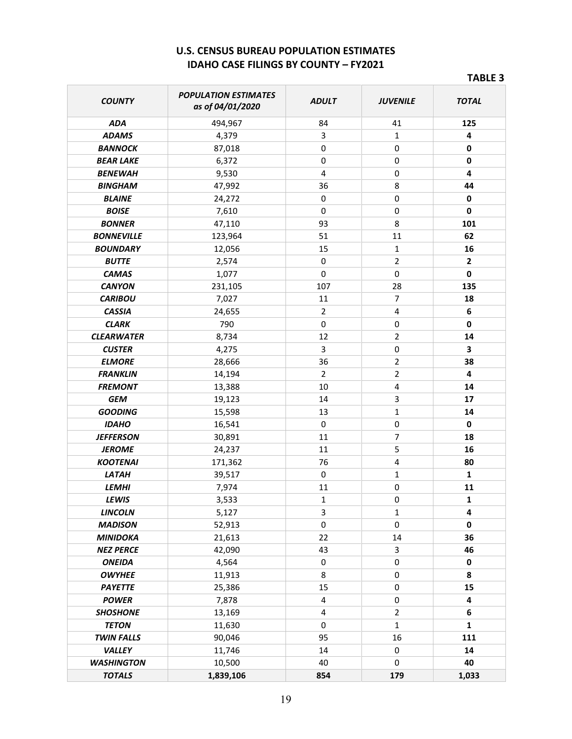## U.S. CENSUS BUREAU POPULATION ESTIMATES
## IDAHO CASE FILINGS BY COUNTY – FY2021

**TABLE 3**

| *COUNTY* | *POPULATION ESTIMATES as of 04/01/2020* | *ADULT* | *JUVENILE* | *TOTAL* |
|---|---|---|---|---|
| ***ADA*** | 494,967 | 84 | 41 | **125** |
| ***ADAMS*** | 4,379 | 3 | 1 | **4** |
| ***BANNOCK*** | 87,018 | 0 | 0 | **0** |
| ***BEAR LAKE*** | 6,372 | 0 | 0 | **0** |
| ***BENEWAH*** | 9,530 | 4 | 0 | **4** |
| ***BINGHAM*** | 47,992 | 36 | 8 | **44** |
| ***BLAINE*** | 24,272 | 0 | 0 | **0** |
| ***BOISE*** | 7,610 | 0 | 0 | **0** |
| ***BONNER*** | 47,110 | 93 | 8 | **101** |
| ***BONNEVILLE*** | 123,964 | 51 | 11 | **62** |
| ***BOUNDARY*** | 12,056 | 15 | 1 | **16** |
| ***BUTTE*** | 2,574 | 0 | 2 | **2** |
| ***CAMAS*** | 1,077 | 0 | 0 | **0** |
| ***CANYON*** | 231,105 | 107 | 28 | **135** |
| ***CARIBOU*** | 7,027 | 11 | 7 | **18** |
| ***CASSIA*** | 24,655 | 2 | 4 | **6** |
| ***CLARK*** | 790 | 0 | 0 | **0** |
| ***CLEARWATER*** | 8,734 | 12 | 2 | **14** |
| ***CUSTER*** | 4,275 | 3 | 0 | **3** |
| ***ELMORE*** | 28,666 | 36 | 2 | **38** |
| ***FRANKLIN*** | 14,194 | 2 | 2 | **4** |
| ***FREMONT*** | 13,388 | 10 | 4 | **14** |
| ***GEM*** | 19,123 | 14 | 3 | **17** |
| ***GOODING*** | 15,598 | 13 | 1 | **14** |
| ***IDAHO*** | 16,541 | 0 | 0 | **0** |
| ***JEFFERSON*** | 30,891 | 11 | 7 | **18** |
| ***JEROME*** | 24,237 | 11 | 5 | **16** |
| ***KOOTENAI*** | 171,362 | 76 | 4 | **80** |
| ***LATAH*** | 39,517 | 0 | 1 | **1** |
| ***LEMHI*** | 7,974 | 11 | 0 | **11** |
| ***LEWIS*** | 3,533 | 1 | 0 | **1** |
| ***LINCOLN*** | 5,127 | 3 | 1 | **4** |
| ***MADISON*** | 52,913 | 0 | 0 | **0** |
| ***MINIDOKA*** | 21,613 | 22 | 14 | **36** |
| ***NEZ PERCE*** | 42,090 | 43 | 3 | **46** |
| ***ONEIDA*** | 4,564 | 0 | 0 | **0** |
| ***OWYHEE*** | 11,913 | 8 | 0 | **8** |
| ***PAYETTE*** | 25,386 | 15 | 0 | **15** |
| ***POWER*** | 7,878 | 4 | 0 | **4** |
| ***SHOSHONE*** | 13,169 | 4 | 2 | **6** |
| ***TETON*** | 11,630 | 0 | 1 | **1** |
| ***TWIN FALLS*** | 90,046 | 95 | 16 | **111** |
| ***VALLEY*** | 11,746 | 14 | 0 | **14** |
| ***WASHINGTON*** | 10,500 | 40 | 0 | **40** |
| ***TOTALS*** | **1,839,106** | **854** | **179** | **1,033** |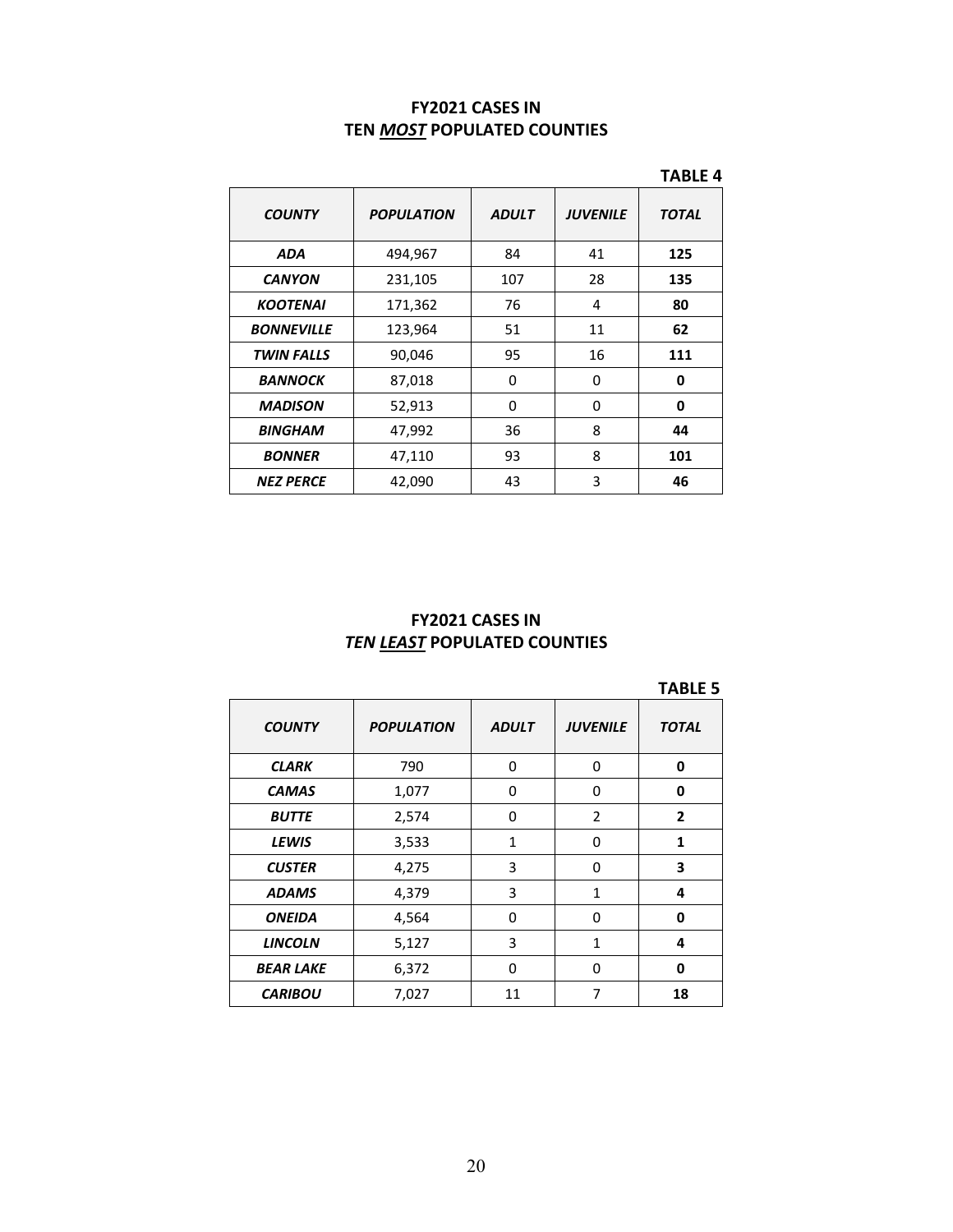**FY2021 CASES IN**
**TEN _MOST_ POPULATED COUNTIES**

**TABLE 4**

| *COUNTY* | *POPULATION* | *ADULT* | *JUVENILE* | *TOTAL* |
|---|---|---|---|---|
| ***ADA*** | 494,967 | 84 | 41 | **125** |
| ***CANYON*** | 231,105 | 107 | 28 | **135** |
| ***KOOTENAI*** | 171,362 | 76 | 4 | **80** |
| ***BONNEVILLE*** | 123,964 | 51 | 11 | **62** |
| ***TWIN FALLS*** | 90,046 | 95 | 16 | **111** |
| ***BANNOCK*** | 87,018 | 0 | 0 | **0** |
| ***MADISON*** | 52,913 | 0 | 0 | **0** |
| ***BINGHAM*** | 47,992 | 36 | 8 | **44** |
| ***BONNER*** | 47,110 | 93 | 8 | **101** |
| ***NEZ PERCE*** | 42,090 | 43 | 3 | **46** |

**FY2021 CASES IN**
***TEN _LEAST_* POPULATED COUNTIES**

**TABLE 5**

| *COUNTY* | *POPULATION* | *ADULT* | *JUVENILE* | *TOTAL* |
|---|---|---|---|---|
| ***CLARK*** | 790 | 0 | 0 | **0** |
| ***CAMAS*** | 1,077 | 0 | 0 | **0** |
| ***BUTTE*** | 2,574 | 0 | 2 | **2** |
| ***LEWIS*** | 3,533 | 1 | 0 | **1** |
| ***CUSTER*** | 4,275 | 3 | 0 | **3** |
| ***ADAMS*** | 4,379 | 3 | 1 | **4** |
| ***ONEIDA*** | 4,564 | 0 | 0 | **0** |
| ***LINCOLN*** | 5,127 | 3 | 1 | **4** |
| ***BEAR LAKE*** | 6,372 | 0 | 0 | **0** |
| ***CARIBOU*** | 7,027 | 11 | 7 | **18** |